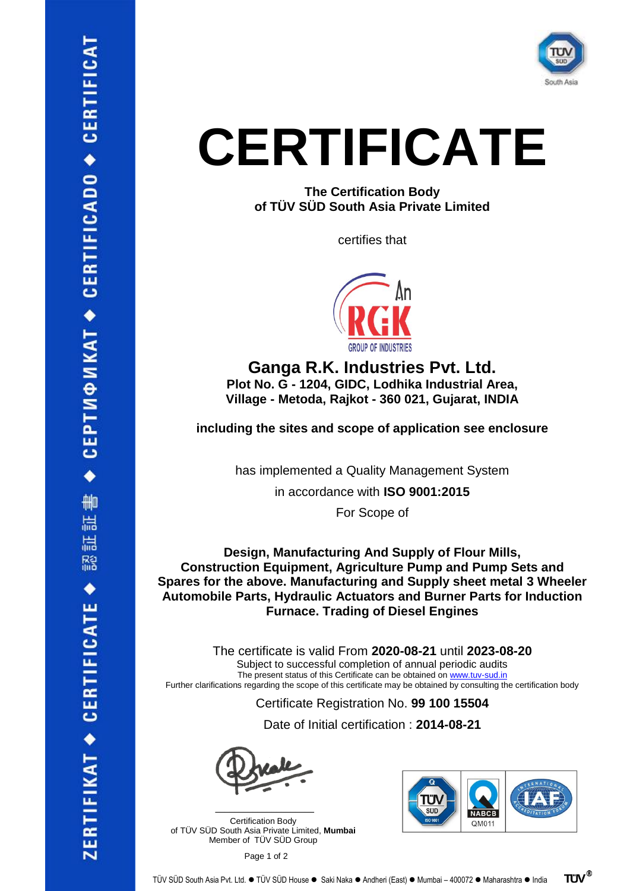# CERTIFICATE

**The Certification Body**
**of TÜV SÜD South Asia Private Limited**

certifies that

**Ganga R.K. Industries Pvt. Ltd.**
**Plot No. G - 1204, GIDC, Lodhika Industrial Area,**
**Village - Metoda, Rajkot - 360 021, Gujarat, INDIA**

**including the sites and scope of application see enclosure**

has implemented a Quality Management System

in accordance with **ISO 9001:2015**

For Scope of

**Design, Manufacturing And Supply of Flour Mills, Construction Equipment, Agriculture Pump and Pump Sets and Spares for the above. Manufacturing and Supply sheet metal 3 Wheeler Automobile Parts, Hydraulic Actuators and Burner Parts for Induction Furnace. Trading of Diesel Engines**

The certificate is valid From **2020-08-21** until **2023-08-20**
Subject to successful completion of annual periodic audits
The present status of this Certificate can be obtained on www.tuv-sud.in
Further clarifications regarding the scope of this certificate may be obtained by consulting the certification body

Certificate Registration No. **99 100 15504**

Date of Initial certification : **2014-08-21**

Certification Body
of TÜV SÜD South Asia Private Limited, **Mumbai**
Member of TÜV SÜD Group

NABCB QM011

TÜV SÜD South Asia Pvt. Ltd. ● TÜV SÜD House ● Saki Naka ● Andheri (East) ● Mumbai – 400072 ● Maharashtra ● India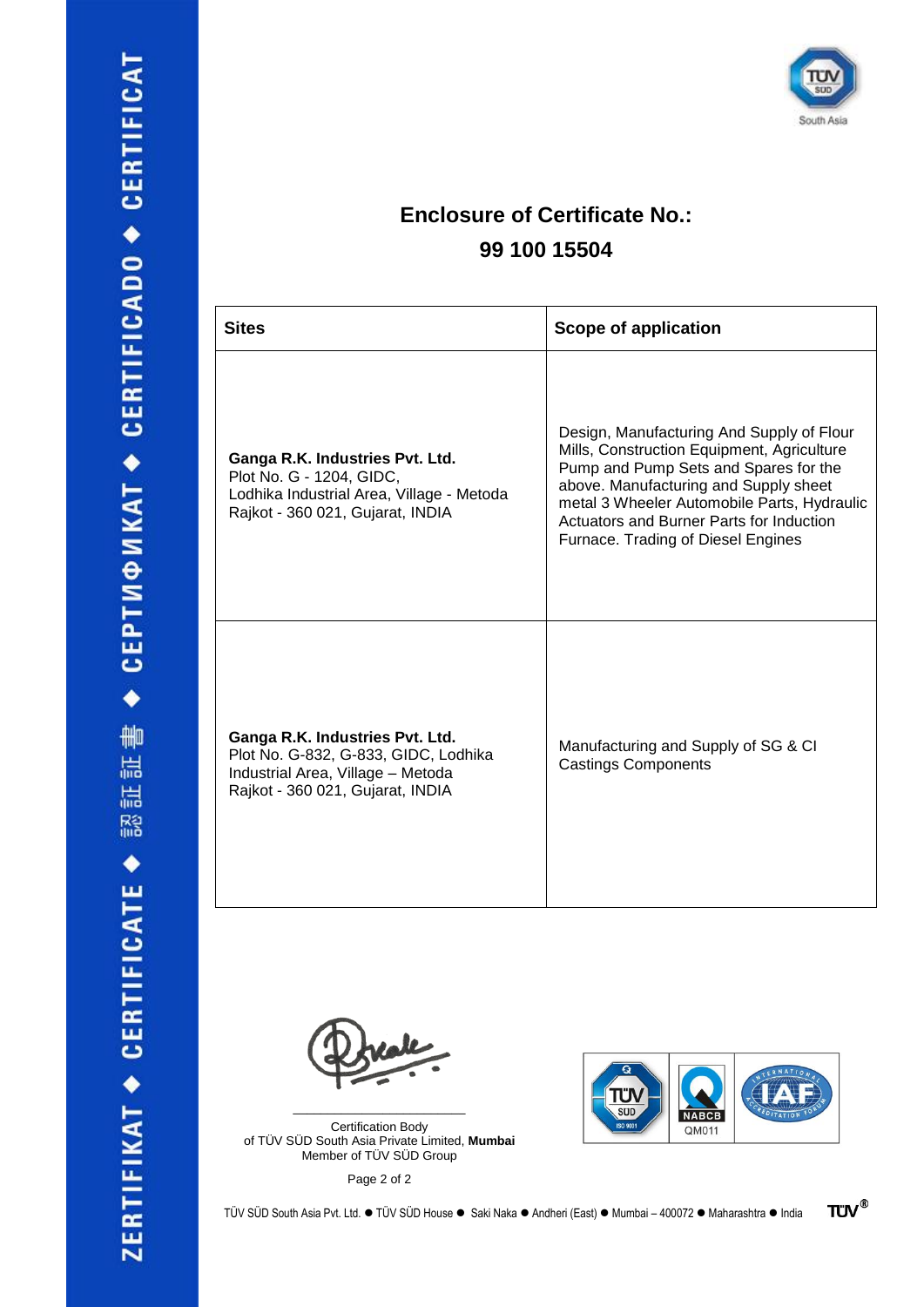## Enclosure of Certificate No.:

## 99 100 15504

| Sites | Scope of application |
|---|---|
| **Ganga R.K. Industries Pvt. Ltd.** Plot No. G - 1204, GIDC, Lodhika Industrial Area, Village - Metoda Rajkot - 360 021, Gujarat, INDIA | Design, Manufacturing And Supply of Flour Mills, Construction Equipment, Agriculture Pump and Pump Sets and Spares for the above. Manufacturing and Supply sheet metal 3 Wheeler Automobile Parts, Hydraulic Actuators and Burner Parts for Induction Furnace. Trading of Diesel Engines |
| **Ganga R.K. Industries Pvt. Ltd.** Plot No. G-832, G-833, GIDC, Lodhika Industrial Area, Village – Metoda Rajkot - 360 021, Gujarat, INDIA | Manufacturing and Supply of SG & CI Castings Components |

Certification Body
of TÜV SÜD South Asia Private Limited, **Mumbai**
Member of TÜV SÜD Group

NABCB QM011

TÜV SÜD South Asia Pvt. Ltd. ● TÜV SÜD House ● Saki Naka ● Andheri (East) ● Mumbai – 400072 ● Maharashtra ● India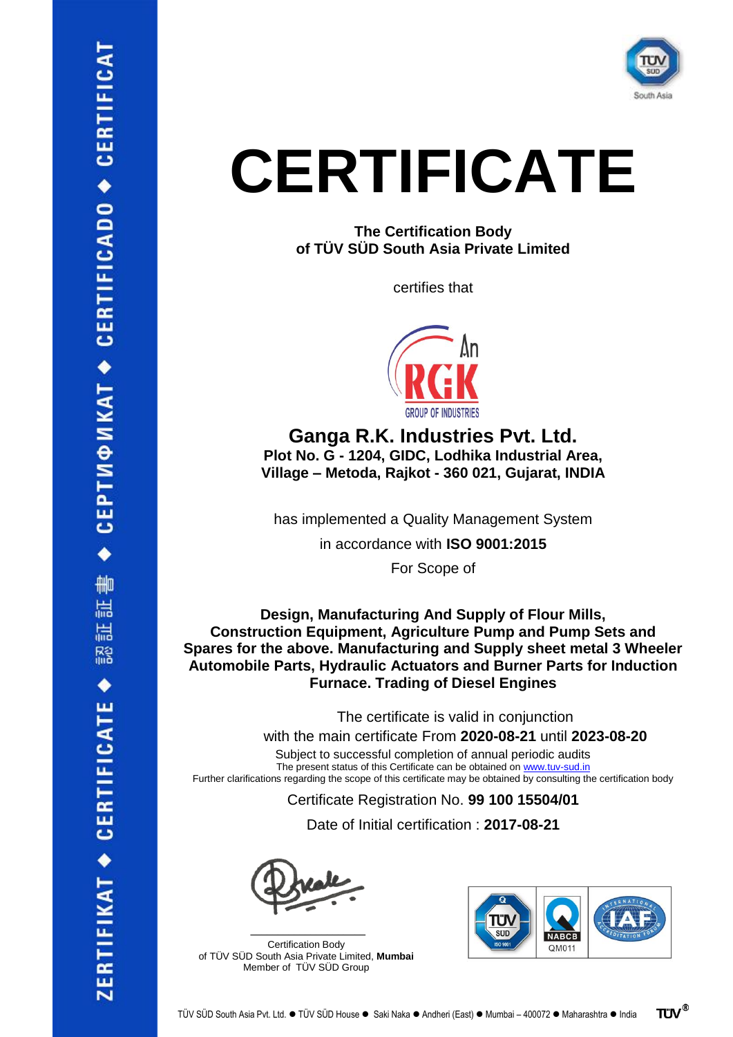# CERTIFICATE

**The Certification Body**
**of TÜV SÜD South Asia Private Limited**

certifies that

An RGK GROUP OF INDUSTRIES

## Ganga R.K. Industries Pvt. Ltd.

**Plot No. G - 1204, GIDC, Lodhika Industrial Area,**
**Village – Metoda, Rajkot - 360 021, Gujarat, INDIA**

has implemented a Quality Management System

in accordance with **ISO 9001:2015**

For Scope of

**Design, Manufacturing And Supply of Flour Mills, Construction Equipment, Agriculture Pump and Pump Sets and Spares for the above. Manufacturing and Supply sheet metal 3 Wheeler Automobile Parts, Hydraulic Actuators and Burner Parts for Induction Furnace. Trading of Diesel Engines**

The certificate is valid in conjunction
with the main certificate From **2020-08-21** until **2023-08-20**

Subject to successful completion of annual periodic audits
The present status of this Certificate can be obtained on www.tuv-sud.in
Further clarifications regarding the scope of this certificate may be obtained by consulting the certification body

Certificate Registration No. **99 100 15504/01**

Date of Initial certification : **2017-08-21**

Certification Body
of TÜV SÜD South Asia Private Limited, **Mumbai**
Member of TÜV SÜD Group

NABCB QM011

TÜV SÜD South Asia Pvt. Ltd. ● TÜV SÜD House ● Saki Naka ● Andheri (East) ● Mumbai – 400072 ● Maharashtra ● India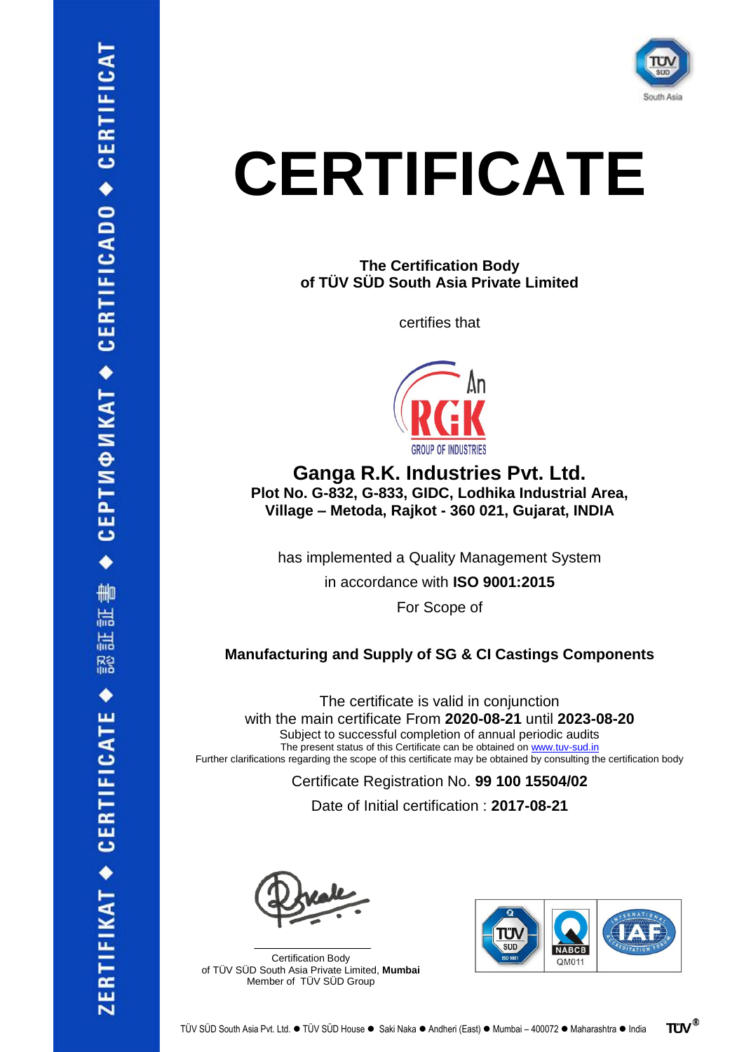# CERTIFICATE

**The Certification Body**
**of TÜV SÜD South Asia Private Limited**

certifies that

An
RGK
GROUP OF INDUSTRIES

## Ganga R.K. Industries Pvt. Ltd.

**Plot No. G-832, G-833, GIDC, Lodhika Industrial Area,**
**Village – Metoda, Rajkot - 360 021, Gujarat, INDIA**

has implemented a Quality Management System

in accordance with **ISO 9001:2015**

For Scope of

**Manufacturing and Supply of SG & CI Castings Components**

The certificate is valid in conjunction
with the main certificate From **2020-08-21** until **2023-08-20**
Subject to successful completion of annual periodic audits
The present status of this Certificate can be obtained on www.tuv-sud.in
Further clarifications regarding the scope of this certificate may be obtained by consulting the certification body

Certificate Registration No. **99 100 15504/02**

Date of Initial certification : **2017-08-21**

Certification Body
of TÜV SÜD South Asia Private Limited, **Mumbai**
Member of TÜV SÜD Group

NABCB
QM011

TÜV SÜD South Asia Pvt. Ltd. ● TÜV SÜD House ● Saki Naka ● Andheri (East) ● Mumbai – 400072 ● Maharashtra ● India

ZERTIFIKAT ◆ CERTIFICATE ◆ 認証書 ◆ CEPTИФИКAT ◆ CERTIFICADO ◆ CERTIFICAT